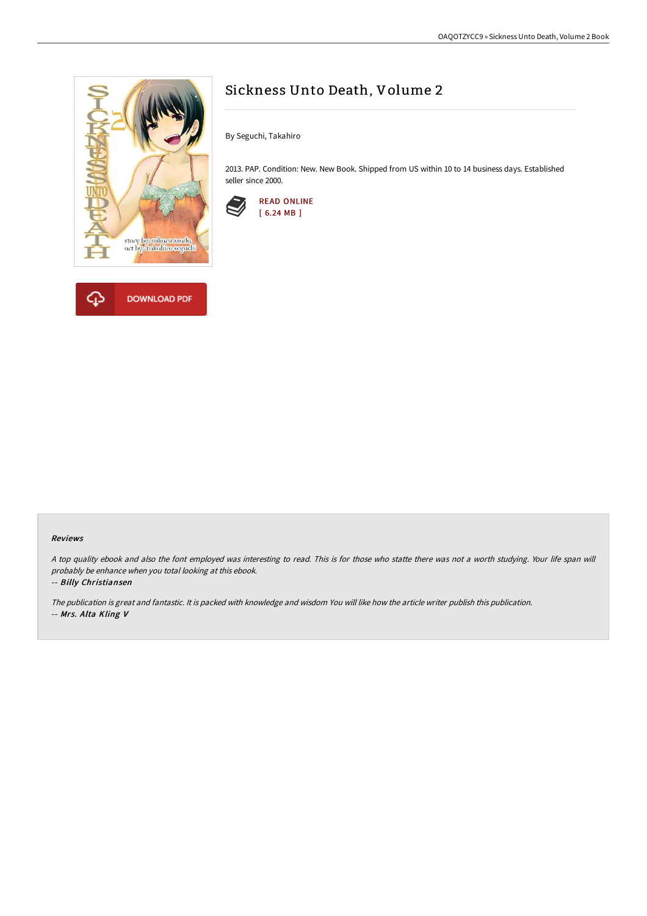# Sickness Unto Death, Volume 2

By Seguchi, Takahiro

2013. PAP. Condition: New. New Book. Shipped from US within 10 to 14 business days. Established seller since 2000.

READ ONLINE
[ 6.24 MB ]

DOWNLOAD PDF

### Reviews

*A top quality ebook and also the font employed was interesting to read. This is for those who statte there was not a worth studying. Your life span will probably be enhance when you total looking at this ebook.*

*-- Billy Christiansen*

*The publication is great and fantastic. It is packed with knowledge and wisdom You will like how the article writer publish this publication.*

*-- Mrs. Alta Kling V*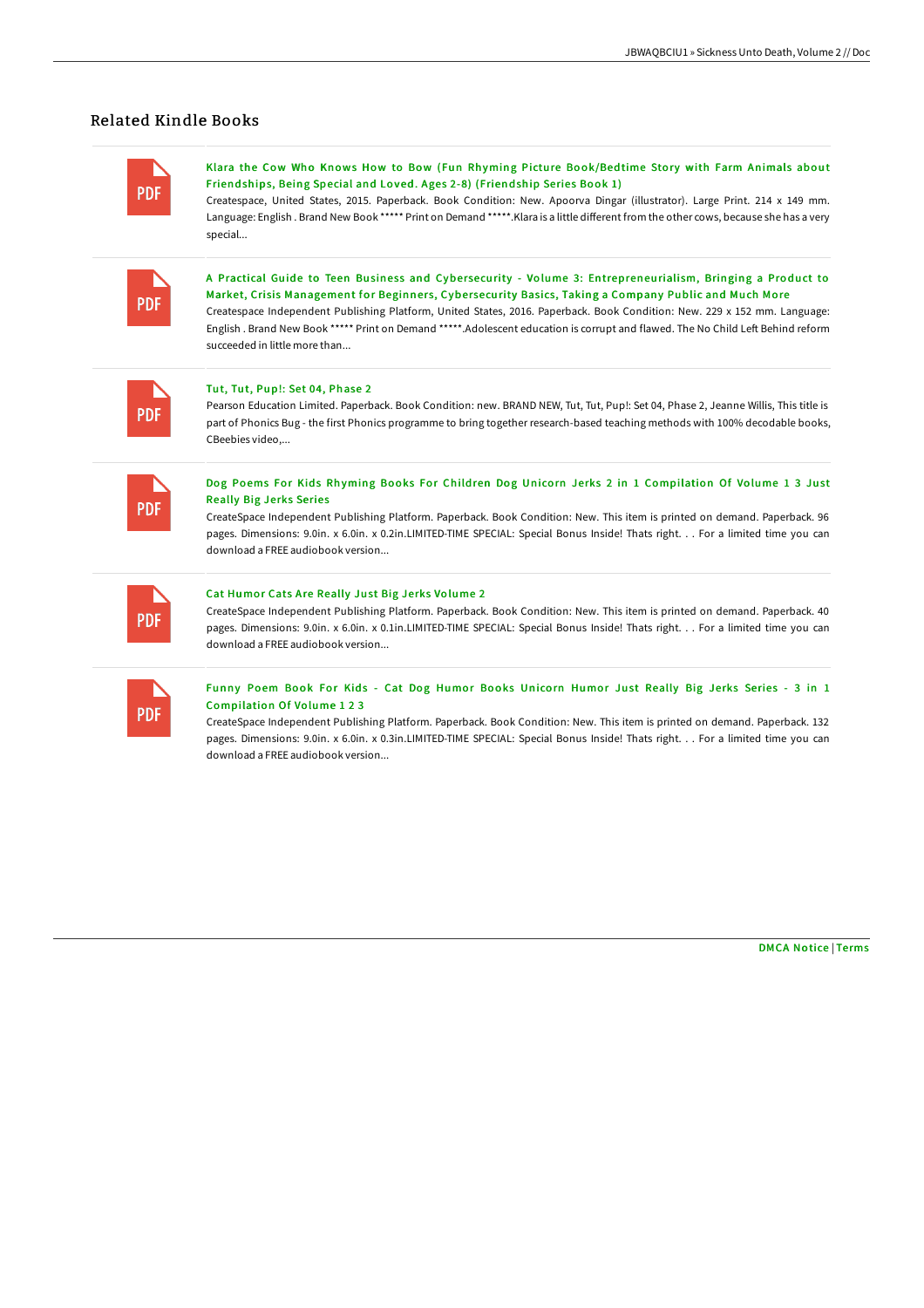## Related Kindle Books

**Klara the Cow Who Knows How to Bow (Fun Rhyming Picture Book/Bedtime Story with Farm Animals about Friendships, Being Special and Loved. Ages 2-8) (Friendship Series Book 1)**

Createspace, United States, 2015. Paperback. Book Condition: New. Apoorva Dingar (illustrator). Large Print. 214 x 149 mm. Language: English . Brand New Book ***** Print on Demand *****.Klara is a little different from the other cows, because she has a very special...

**A Practical Guide to Teen Business and Cybersecurity - Volume 3: Entrepreneurialism, Bringing a Product to Market, Crisis Management for Beginners, Cybersecurity Basics, Taking a Company Public and Much More**

Createspace Independent Publishing Platform, United States, 2016. Paperback. Book Condition: New. 229 x 152 mm. Language: English . Brand New Book ***** Print on Demand *****.Adolescent education is corrupt and flawed. The No Child Left Behind reform succeeded in little more than...

**Tut, Tut, Pup!: Set 04, Phase 2**

Pearson Education Limited. Paperback. Book Condition: new. BRAND NEW, Tut, Tut, Pup!: Set 04, Phase 2, Jeanne Willis, This title is part of Phonics Bug - the first Phonics programme to bring together research-based teaching methods with 100% decodable books, CBeebies video,...

**Dog Poems For Kids Rhyming Books For Children Dog Unicorn Jerks 2 in 1 Compilation Of Volume 1 3 Just Really Big Jerks Series**

CreateSpace Independent Publishing Platform. Paperback. Book Condition: New. This item is printed on demand. Paperback. 96 pages. Dimensions: 9.0in. x 6.0in. x 0.2in.LIMITED-TIME SPECIAL: Special Bonus Inside! Thats right. . . For a limited time you can download a FREE audiobook version...

**Cat Humor Cats Are Really Just Big Jerks Volume 2**

CreateSpace Independent Publishing Platform. Paperback. Book Condition: New. This item is printed on demand. Paperback. 40 pages. Dimensions: 9.0in. x 6.0in. x 0.1in.LIMITED-TIME SPECIAL: Special Bonus Inside! Thats right. . . For a limited time you can download a FREE audiobook version...

**Funny Poem Book For Kids - Cat Dog Humor Books Unicorn Humor Just Really Big Jerks Series - 3 in 1 Compilation Of Volume 1 2 3**

CreateSpace Independent Publishing Platform. Paperback. Book Condition: New. This item is printed on demand. Paperback. 132 pages. Dimensions: 9.0in. x 6.0in. x 0.3in.LIMITED-TIME SPECIAL: Special Bonus Inside! Thats right. . . For a limited time you can download a FREE audiobook version...